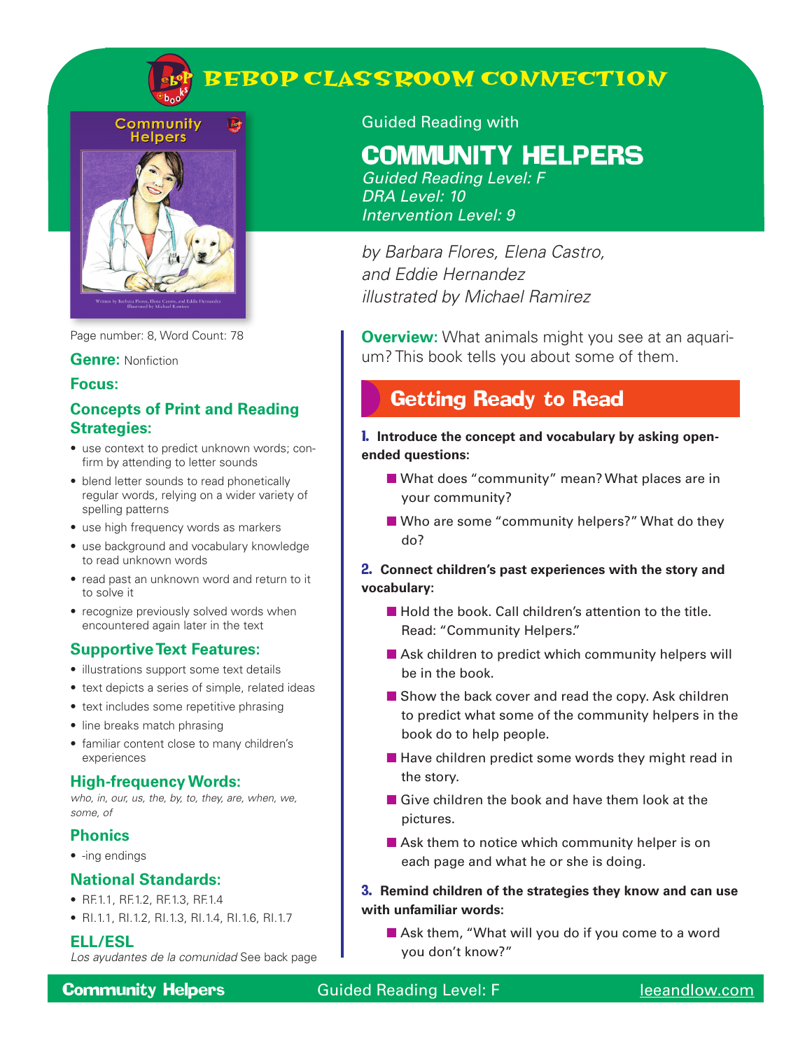# BEBOP CLASSROOM CONNECTION

Guided Reading with

# COMMUNITY HELPERS

*Guided Reading Level: F*
*DRA Level: 10*
*Intervention Level: 9*

*by Barbara Flores, Elena Castro, and Eddie Hernandez*
*illustrated by Michael Ramirez*

Page number: 8, Word Count: 78

**Genre:** Nonfiction

## Focus:

### Concepts of Print and Reading Strategies:

- use context to predict unknown words; confirm by attending to letter sounds
- blend letter sounds to read phonetically regular words, relying on a wider variety of spelling patterns
- use high frequency words as markers
- use background and vocabulary knowledge to read unknown words
- read past an unknown word and return to it to solve it
- recognize previously solved words when encountered again later in the text

### Supportive Text Features:

- illustrations support some text details
- text depicts a series of simple, related ideas
- text includes some repetitive phrasing
- line breaks match phrasing
- familiar content close to many children's experiences

### High-frequency Words:

*who, in, our, us, the, by, to, they, are, when, we, some, of*

### Phonics

- -ing endings

### National Standards:

- RF.1.1, RF.1.2, RF.1.3, RF.1.4
- RI.1.1, RI.1.2, RI.1.3, RI.1.4, RI.1.6, RI.1.7

### ELL/ESL

*Los ayudantes de la comunidad* See back page

**Overview:** What animals might you see at an aquarium? This book tells you about some of them.

## Getting Ready to Read

**1. Introduce the concept and vocabulary by asking open-ended questions:**

- What does "community" mean? What places are in your community?
- Who are some "community helpers?" What do they do?

**2. Connect children's past experiences with the story and vocabulary:**

- Hold the book. Call children's attention to the title. Read: "Community Helpers."
- Ask children to predict which community helpers will be in the book.
- Show the back cover and read the copy. Ask children to predict what some of the community helpers in the book do to help people.
- Have children predict some words they might read in the story.
- Give children the book and have them look at the pictures.
- Ask them to notice which community helper is on each page and what he or she is doing.

**3. Remind children of the strategies they know and can use with unfamiliar words:**

- Ask them, "What will you do if you come to a word you don't know?"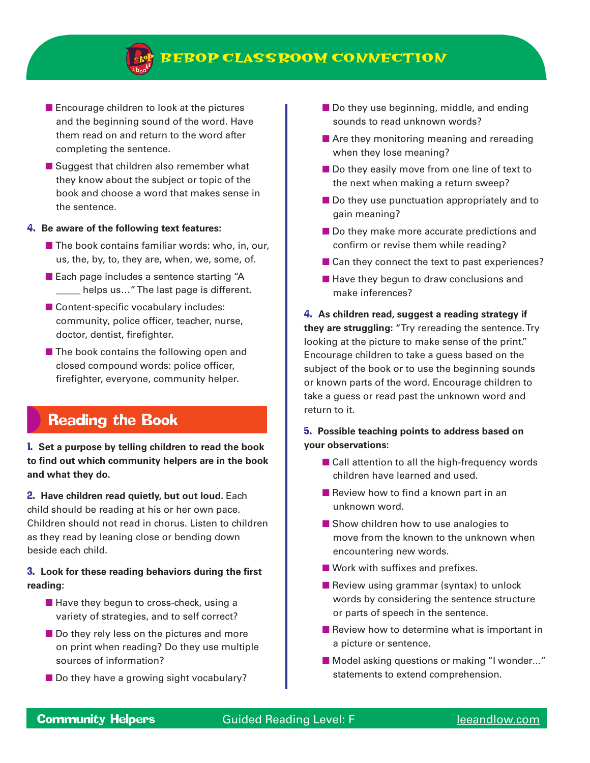- Encourage children to look at the pictures and the beginning sound of the word. Have them read on and return to the word after completing the sentence.
- Suggest that children also remember what they know about the subject or topic of the book and choose a word that makes sense in the sentence.

**4. Be aware of the following text features:**

- The book contains familiar words: who, in, our, us, the, by, to, they are, when, we, some, of.
- Each page includes a sentence starting "A _____ helps us..." The last page is different.
- Content-specific vocabulary includes: community, police officer, teacher, nurse, doctor, dentist, firefighter.
- The book contains the following open and closed compound words: police officer, firefighter, everyone, community helper.

## Reading the Book

**1. Set a purpose by telling children to read the book to find out which community helpers are in the book and what they do.**

**2. Have children read quietly, but out loud.** Each child should be reading at his or her own pace. Children should not read in chorus. Listen to children as they read by leaning close or bending down beside each child.

**3. Look for these reading behaviors during the first reading:**

- Have they begun to cross-check, using a variety of strategies, and to self correct?
- Do they rely less on the pictures and more on print when reading? Do they use multiple sources of information?
- Do they have a growing sight vocabulary?
- Do they use beginning, middle, and ending sounds to read unknown words?
- Are they monitoring meaning and rereading when they lose meaning?
- Do they easily move from one line of text to the next when making a return sweep?
- Do they use punctuation appropriately and to gain meaning?
- Do they make more accurate predictions and confirm or revise them while reading?
- Can they connect the text to past experiences?
- Have they begun to draw conclusions and make inferences?

**4. As children read, suggest a reading strategy if they are struggling:** "Try rereading the sentence. Try looking at the picture to make sense of the print." Encourage children to take a guess based on the subject of the book or to use the beginning sounds or known parts of the word. Encourage children to take a guess or read past the unknown word and return to it.

**5. Possible teaching points to address based on your observations:**

- Call attention to all the high-frequency words children have learned and used.
- Review how to find a known part in an unknown word.
- Show children how to use analogies to move from the known to the unknown when encountering new words.
- Work with suffixes and prefixes.
- Review using grammar (syntax) to unlock words by considering the sentence structure or parts of speech in the sentence.
- Review how to determine what is important in a picture or sentence.
- Model asking questions or making "I wonder..." statements to extend comprehension.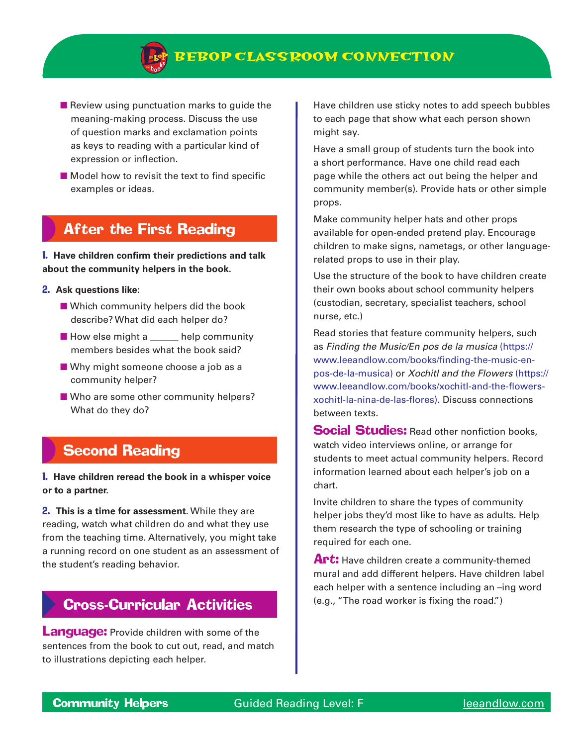- Review using punctuation marks to guide the meaning-making process. Discuss the use of question marks and exclamation points as keys to reading with a particular kind of expression or inflection.
- Model how to revisit the text to find specific examples or ideas.

## After the First Reading

**1. Have children confirm their predictions and talk about the community helpers in the book.**

**2. Ask questions like:**

- Which community helpers did the book describe? What did each helper do?
- How else might a ______ help community members besides what the book said?
- Why might someone choose a job as a community helper?
- Who are some other community helpers? What do they do?

## Second Reading

**1. Have children reread the book in a whisper voice or to a partner.**

**2. This is a time for assessment.** While they are reading, watch what children do and what they use from the teaching time. Alternatively, you might take a running record on one student as an assessment of the student's reading behavior.

## Cross-Curricular Activities

**Language:** Provide children with some of the sentences from the book to cut out, read, and match to illustrations depicting each helper.

Have children use sticky notes to add speech bubbles to each page that show what each person shown might say.

Have a small group of students turn the book into a short performance. Have one child read each page while the others act out being the helper and community member(s). Provide hats or other simple props.

Make community helper hats and other props available for open-ended pretend play. Encourage children to make signs, nametags, or other language-related props to use in their play.

Use the structure of the book to have children create their own books about school community helpers (custodian, secretary, specialist teachers, school nurse, etc.)

Read stories that feature community helpers, such as *Finding the Music/En pos de la musica* (https://www.leeandlow.com/books/finding-the-music-en-pos-de-la-musica) or *Xochitl and the Flowers* (https://www.leeandlow.com/books/xochitl-and-the-flowers-xochitl-la-nina-de-las-flores). Discuss connections between texts.

**Social Studies:** Read other nonfiction books, watch video interviews online, or arrange for students to meet actual community helpers. Record information learned about each helper's job on a chart.

Invite children to share the types of community helper jobs they'd most like to have as adults. Help them research the type of schooling or training required for each one.

**Art:** Have children create a community-themed mural and add different helpers. Have children label each helper with a sentence including an –ing word (e.g., "The road worker is fixing the road.")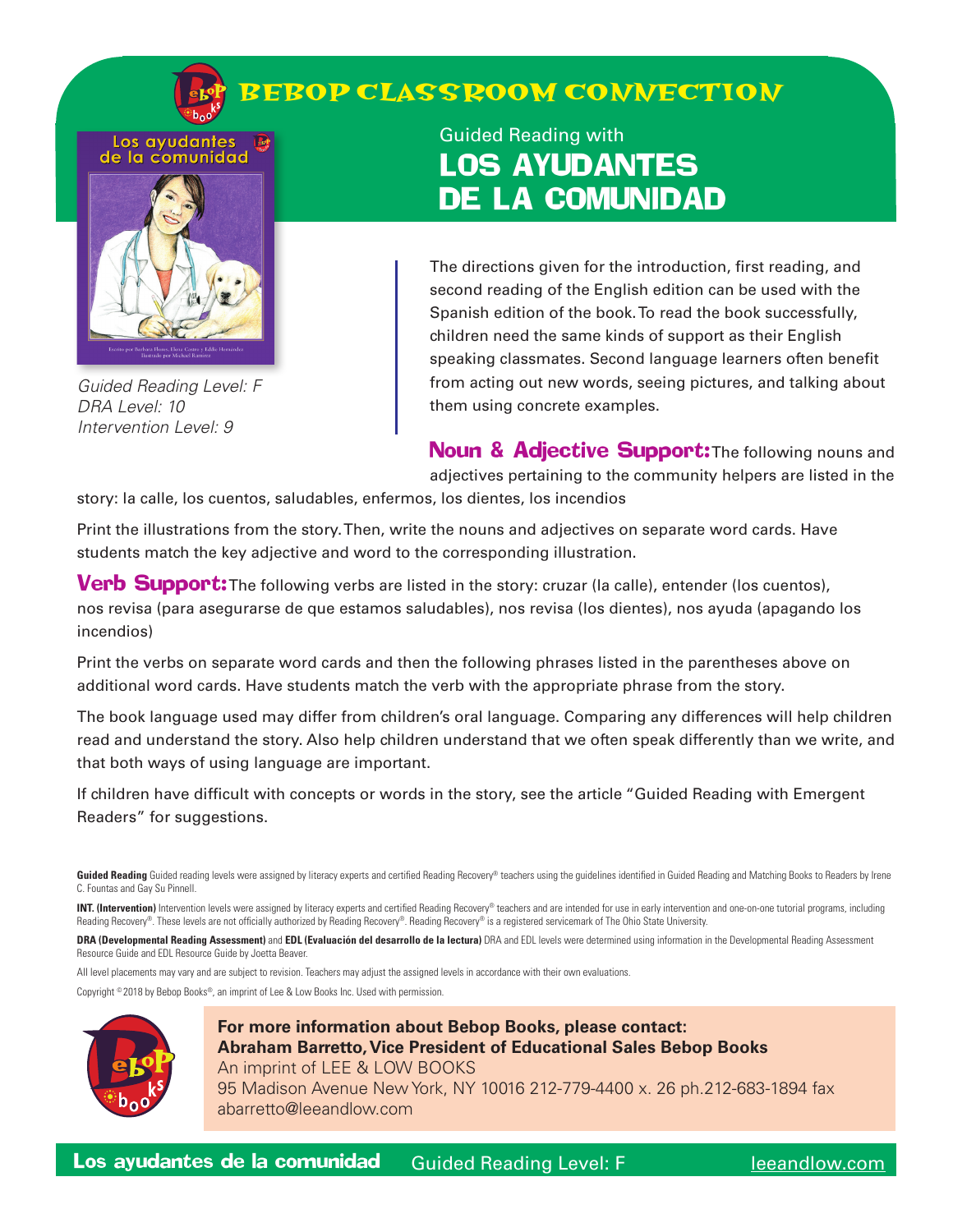# BEBOP CLASSROOM CONNECTION

Guided Reading with

## LOS AYUDANTES DE LA COMUNIDAD

Los ayudantes de la comunidad

Texto por Barbara Flores, Elena Castro y Eddie Hernández
Ilustrado por Michael Ramírez

*Guided Reading Level: F*
*DRA Level: 10*
*Intervention Level: 9*

The directions given for the introduction, first reading, and second reading of the English edition can be used with the Spanish edition of the book. To read the book successfully, children need the same kinds of support as their English speaking classmates. Second language learners often benefit from acting out new words, seeing pictures, and talking about them using concrete examples.

**Noun & Adjective Support:** The following nouns and adjectives pertaining to the community helpers are listed in the story: la calle, los cuentos, saludables, enfermos, los dientes, los incendios

Print the illustrations from the story. Then, write the nouns and adjectives on separate word cards. Have students match the key adjective and word to the corresponding illustration.

**Verb Support:** The following verbs are listed in the story: cruzar (la calle), entender (los cuentos), nos revisa (para asegurarse de que estamos saludables), nos revisa (los dientes), nos ayuda (apagando los incendios)

Print the verbs on separate word cards and then the following phrases listed in the parentheses above on additional word cards. Have students match the verb with the appropriate phrase from the story.

The book language used may differ from children's oral language. Comparing any differences will help children read and understand the story. Also help children understand that we often speak differently than we write, and that both ways of using language are important.

If children have difficult with concepts or words in the story, see the article "Guided Reading with Emergent Readers" for suggestions.

**Guided Reading** Guided reading levels were assigned by literacy experts and certified Reading Recovery® teachers using the guidelines identified in Guided Reading and Matching Books to Readers by Irene C. Fountas and Gay Su Pinnell.

**INT. (Intervention)** Intervention levels were assigned by literacy experts and certified Reading Recovery® teachers and are intended for use in early intervention and one-on-one tutorial programs, including Reading Recovery®. These levels are not officially authorized by Reading Recovery®. Reading Recovery® is a registered servicemark of The Ohio State University.

**DRA (Developmental Reading Assessment)** and **EDL (Evaluación del desarrollo de la lectura)** DRA and EDL levels were determined using information in the Developmental Reading Assessment Resource Guide and EDL Resource Guide by Joetta Beaver.

All level placements may vary and are subject to revision. Teachers may adjust the assigned levels in accordance with their own evaluations.

Copyright © 2018 by Bebop Books®, an imprint of Lee & Low Books Inc. Used with permission.

**For more information about Bebop Books, please contact:**
**Abraham Barretto, Vice President of Educational Sales Bebop Books**
An imprint of LEE & LOW BOOKS
95 Madison Avenue New York, NY 10016 212-779-4400 x. 26 ph.212-683-1894 fax
abarretto@leeandlow.com